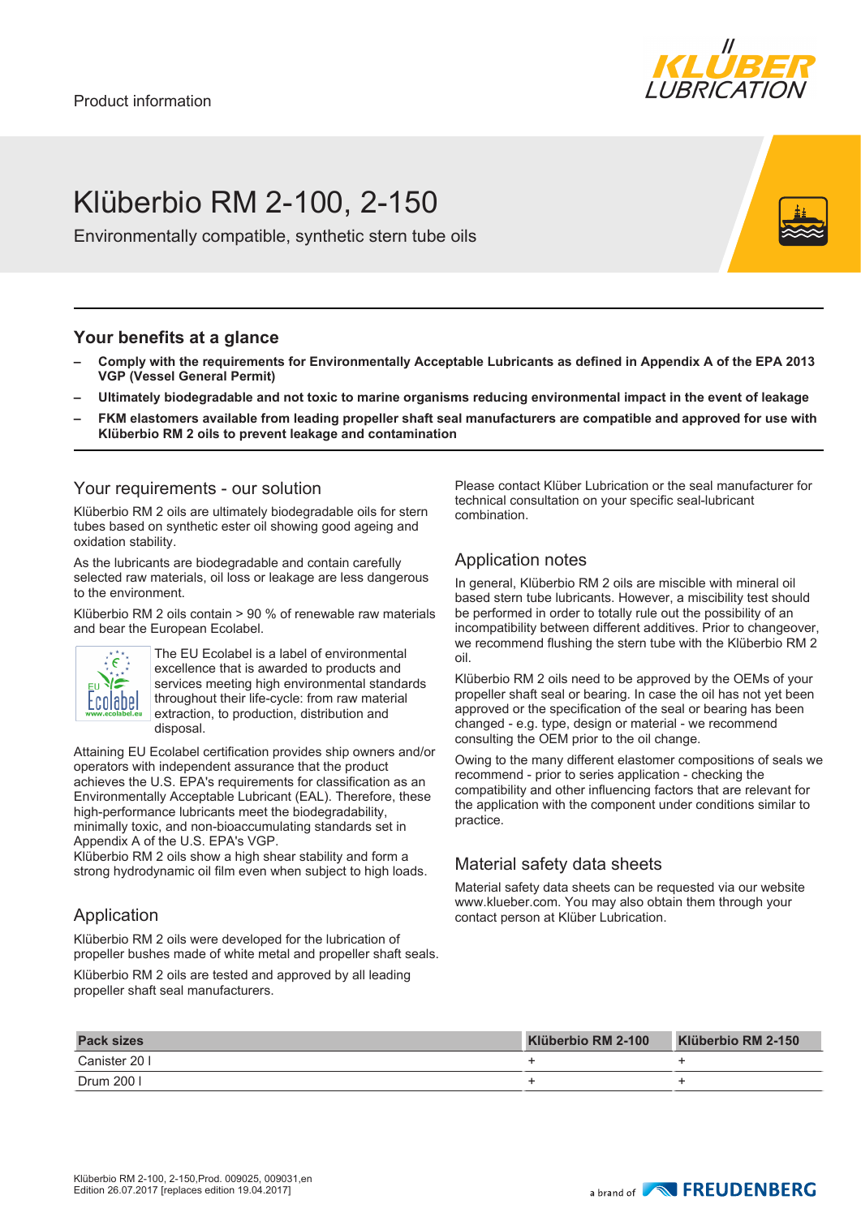Product information

# Klüberbio RM 2-100, 2-150

Environmentally compatible, synthetic stern tube oils

## Your benefits at a glance

- **Comply with the requirements for Environmentally Acceptable Lubricants as defined in Appendix A of the EPA 2013 VGP (Vessel General Permit)**
- **Ultimately biodegradable and not toxic to marine organisms reducing environmental impact in the event of leakage**
- **FKM elastomers available from leading propeller shaft seal manufacturers are compatible and approved for use with Klüberbio RM 2 oils to prevent leakage and contamination**

## Your requirements - our solution

Klüberbio RM 2 oils are ultimately biodegradable oils for stern tubes based on synthetic ester oil showing good ageing and oxidation stability.

As the lubricants are biodegradable and contain carefully selected raw materials, oil loss or leakage are less dangerous to the environment.

Klüberbio RM 2 oils contain > 90 % of renewable raw materials and bear the European Ecolabel.

The EU Ecolabel is a label of environmental excellence that is awarded to products and services meeting high environmental standards throughout their life-cycle: from raw material extraction, to production, distribution and disposal.

Attaining EU Ecolabel certification provides ship owners and/or operators with independent assurance that the product achieves the U.S. EPA's requirements for classification as an Environmentally Acceptable Lubricant (EAL). Therefore, these high-performance lubricants meet the biodegradability, minimally toxic, and non-bioaccumulating standards set in Appendix A of the U.S. EPA's VGP.
Klüberbio RM 2 oils show a high shear stability and form a strong hydrodynamic oil film even when subject to high loads.

## Application

Klüberbio RM 2 oils were developed for the lubrication of propeller bushes made of white metal and propeller shaft seals.

Klüberbio RM 2 oils are tested and approved by all leading propeller shaft seal manufacturers.

Please contact Klüber Lubrication or the seal manufacturer for technical consultation on your specific seal-lubricant combination.

## Application notes

In general, Klüberbio RM 2 oils are miscible with mineral oil based stern tube lubricants. However, a miscibility test should be performed in order to totally rule out the possibility of an incompatibility between different additives. Prior to changeover, we recommend flushing the stern tube with the Klüberbio RM 2 oil.

Klüberbio RM 2 oils need to be approved by the OEMs of your propeller shaft seal or bearing. In case the oil has not yet been approved or the specification of the seal or bearing has been changed - e.g. type, design or material - we recommend consulting the OEM prior to the oil change.

Owing to the many different elastomer compositions of seals we recommend - prior to series application - checking the compatibility and other influencing factors that are relevant for the application with the component under conditions similar to practice.

## Material safety data sheets

Material safety data sheets can be requested via our website www.klueber.com. You may also obtain them through your contact person at Klüber Lubrication.

| Pack sizes | Klüberbio RM 2-100 | Klüberbio RM 2-150 |
|---|---|---|
| Canister 20 l | + | + |
| Drum 200 l | + | + |

Klüberbio RM 2-100, 2-150,Prod. 009025, 009031,en
Edition 26.07.2017 [replaces edition 19.04.2017]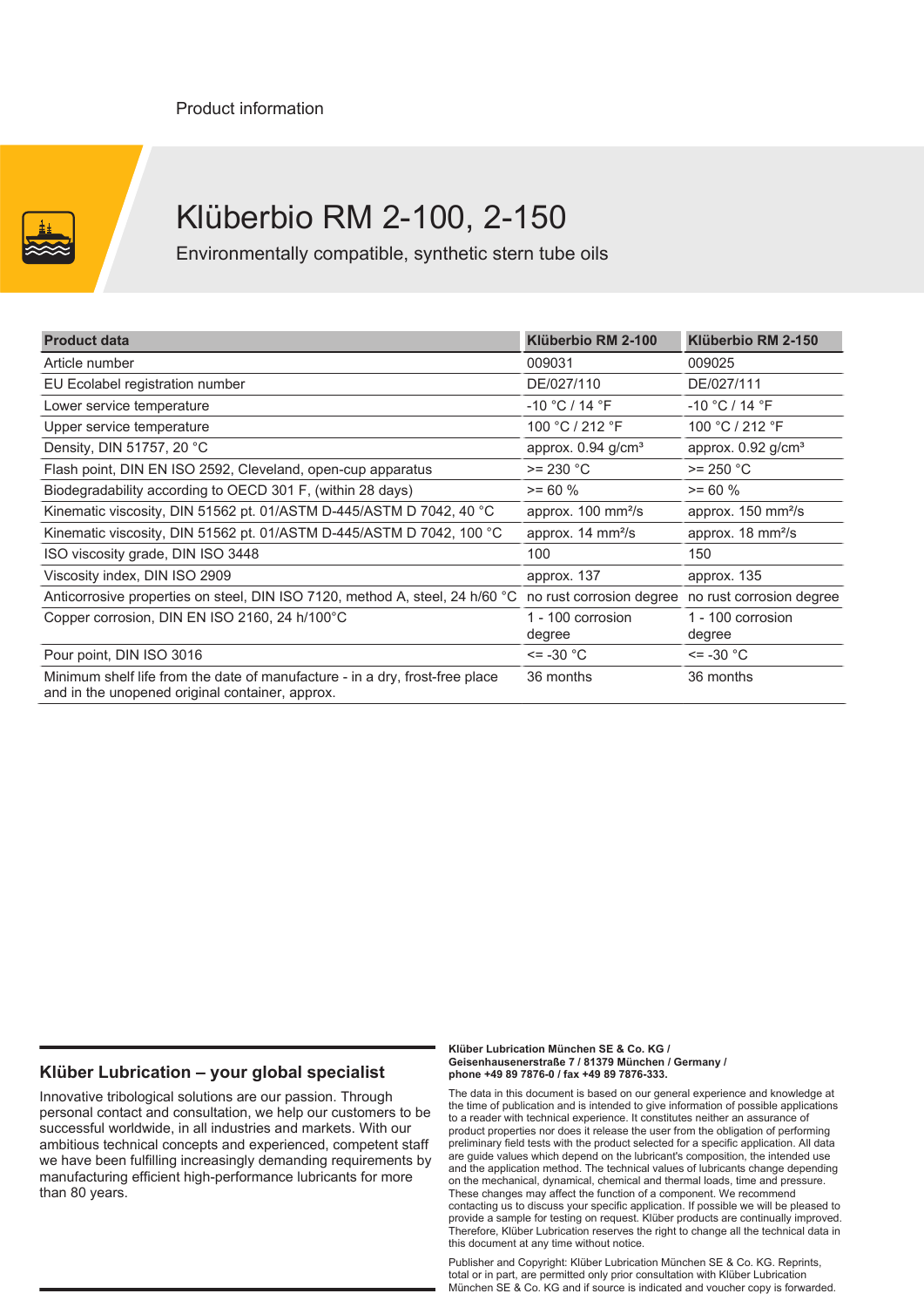Product information

# Klüberbio RM 2-100, 2-150

Environmentally compatible, synthetic stern tube oils

| Product data | Klüberbio RM 2-100 | Klüberbio RM 2-150 |
|---|---|---|
| Article number | 009031 | 009025 |
| EU Ecolabel registration number | DE/027/110 | DE/027/111 |
| Lower service temperature | -10 °C / 14 °F | -10 °C / 14 °F |
| Upper service temperature | 100 °C / 212 °F | 100 °C / 212 °F |
| Density, DIN 51757, 20 °C | approx. 0.94 g/cm³ | approx. 0.92 g/cm³ |
| Flash point, DIN EN ISO 2592, Cleveland, open-cup apparatus | >= 230 °C | >= 250 °C |
| Biodegradability according to OECD 301 F, (within 28 days) | >= 60 % | >= 60 % |
| Kinematic viscosity, DIN 51562 pt. 01/ASTM D-445/ASTM D 7042, 40 °C | approx. 100 mm²/s | approx. 150 mm²/s |
| Kinematic viscosity, DIN 51562 pt. 01/ASTM D-445/ASTM D 7042, 100 °C | approx. 14 mm²/s | approx. 18 mm²/s |
| ISO viscosity grade, DIN ISO 3448 | 100 | 150 |
| Viscosity index, DIN ISO 2909 | approx. 137 | approx. 135 |
| Anticorrosive properties on steel, DIN ISO 7120, method A, steel, 24 h/60 °C | no rust corrosion degree | no rust corrosion degree |
| Copper corrosion, DIN EN ISO 2160, 24 h/100°C | 1 - 100 corrosion degree | 1 - 100 corrosion degree |
| Pour point, DIN ISO 3016 | <= -30 °C | <= -30 °C |
| Minimum shelf life from the date of manufacture - in a dry, frost-free place and in the unopened original container, approx. | 36 months | 36 months |

## Klüber Lubrication – your global specialist

Innovative tribological solutions are our passion. Through personal contact and consultation, we help our customers to be successful worldwide, in all industries and markets. With our ambitious technical concepts and experienced, competent staff we have been fulfilling increasingly demanding requirements by manufacturing efficient high-performance lubricants for more than 80 years.

**Klüber Lubrication München SE & Co. KG / Geisenhausenerstraße 7 / 81379 München / Germany / phone +49 89 7876-0 / fax +49 89 7876-333.**

The data in this document is based on our general experience and knowledge at the time of publication and is intended to give information of possible applications to a reader with technical experience. It constitutes neither an assurance of product properties nor does it release the user from the obligation of performing preliminary field tests with the product selected for a specific application. All data are guide values which depend on the lubricant's composition, the intended use and the application method. The technical values of lubricants change depending on the mechanical, dynamical, chemical and thermal loads, time and pressure. These changes may affect the function of a component. We recommend contacting us to discuss your specific application. If possible we will be pleased to provide a sample for testing on request. Klüber products are continually improved. Therefore, Klüber Lubrication reserves the right to change all the technical data in this document at any time without notice.

Publisher and Copyright: Klüber Lubrication München SE & Co. KG. Reprints, total or in part, are permitted only prior consultation with Klüber Lubrication München SE & Co. KG and if source is indicated and voucher copy is forwarded.